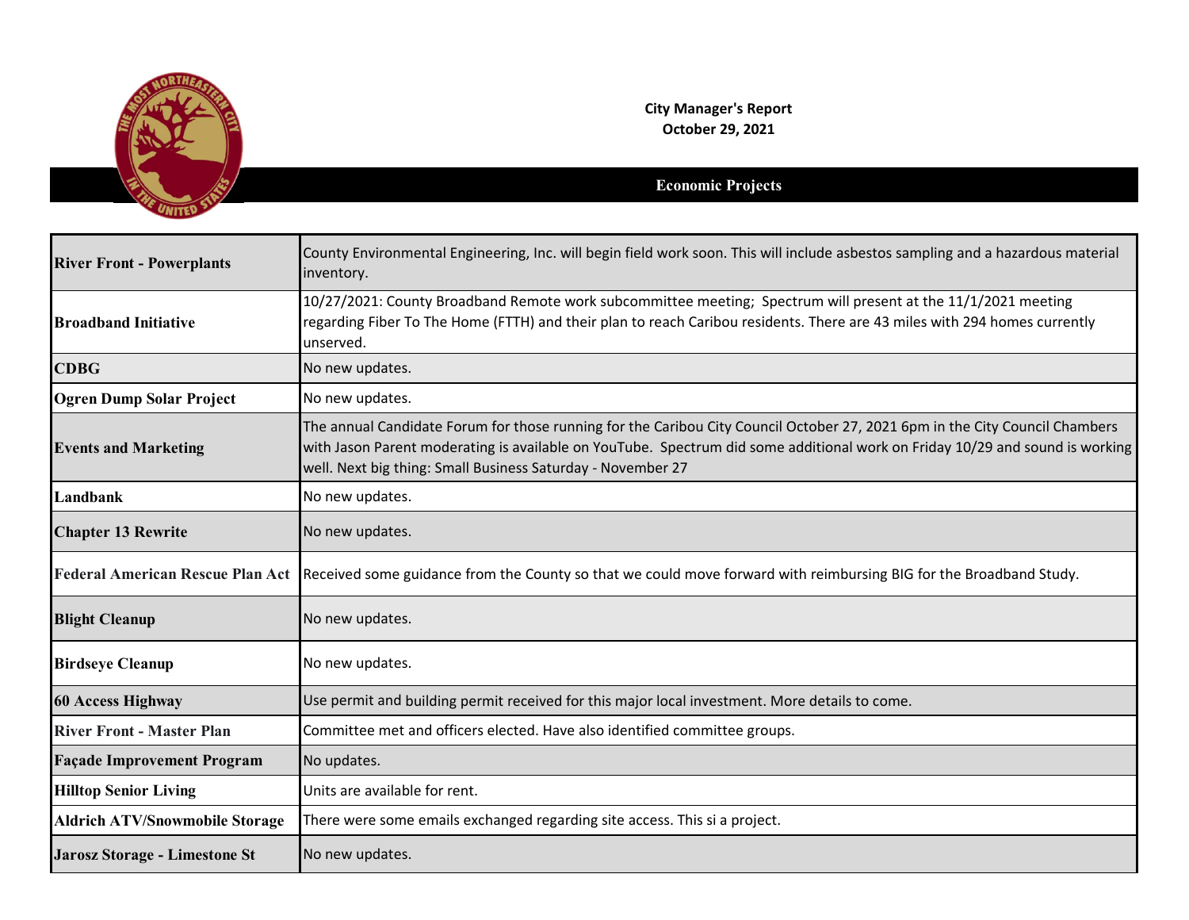**City Manager's Report**
**October 29, 2021**

## Economic Projects

| | |
|---|---|
| **River Front - Powerplants** | County Environmental Engineering, Inc. will begin field work soon. This will include asbestos sampling and a hazardous material inventory. |
| **Broadband Initiative** | 10/27/2021: County Broadband Remote work subcommittee meeting; Spectrum will present at the 11/1/2021 meeting regarding Fiber To The Home (FTTH) and their plan to reach Caribou residents. There are 43 miles with 294 homes currently unserved. |
| **CDBG** | No new updates. |
| **Ogren Dump Solar Project** | No new updates. |
| **Events and Marketing** | The annual Candidate Forum for those running for the Caribou City Council October 27, 2021 6pm in the City Council Chambers with Jason Parent moderating is available on YouTube. Spectrum did some additional work on Friday 10/29 and sound is working well. Next big thing: Small Business Saturday - November 27 |
| **Landbank** | No new updates. |
| **Chapter 13 Rewrite** | No new updates. |
| **Federal American Rescue Plan Act** | Received some guidance from the County so that we could move forward with reimbursing BIG for the Broadband Study. |
| **Blight Cleanup** | No new updates. |
| **Birdseye Cleanup** | No new updates. |
| **60 Access Highway** | Use permit and building permit received for this major local investment. More details to come. |
| **River Front - Master Plan** | Committee met and officers elected. Have also identified committee groups. |
| **Façade Improvement Program** | No updates. |
| **Hilltop Senior Living** | Units are available for rent. |
| **Aldrich ATV/Snowmobile Storage** | There were some emails exchanged regarding site access. This si a project. |
| **Jarosz Storage - Limestone St** | No new updates. |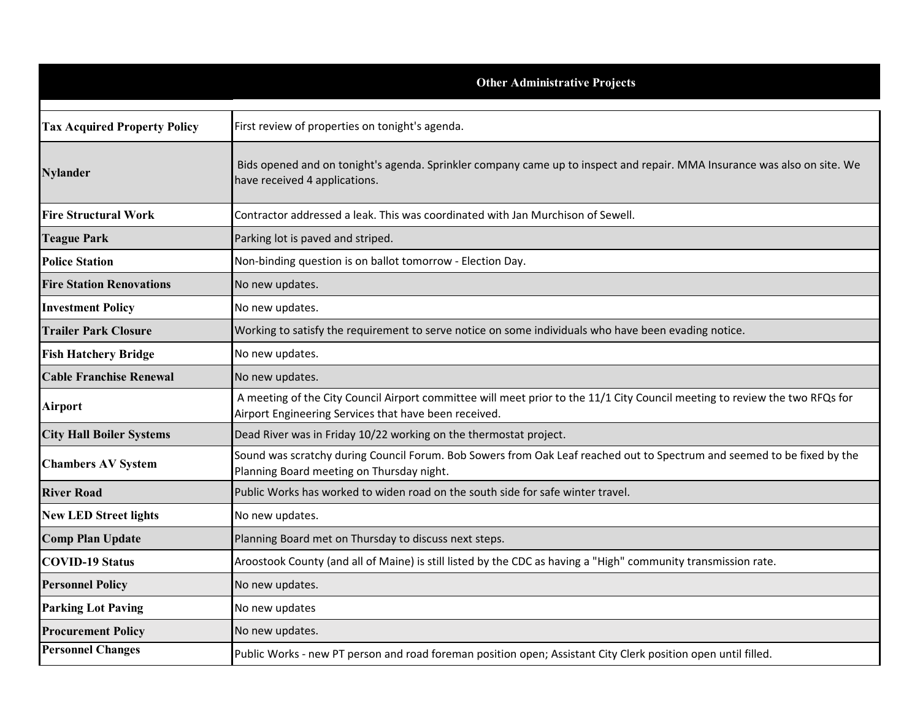| Other Administrative Projects | |
|---|---|
| **Tax Acquired Property Policy** | First review of properties on tonight's agenda. |
| **Nylander** | Bids opened and on tonight's agenda. Sprinkler company came up to inspect and repair. MMA Insurance was also on site. We have received 4 applications. |
| **Fire Structural Work** | Contractor addressed a leak. This was coordinated with Jan Murchison of Sewell. |
| **Teague Park** | Parking lot is paved and striped. |
| **Police Station** | Non-binding question is on ballot tomorrow - Election Day. |
| **Fire Station Renovations** | No new updates. |
| **Investment Policy** | No new updates. |
| **Trailer Park Closure** | Working to satisfy the requirement to serve notice on some individuals who have been evading notice. |
| **Fish Hatchery Bridge** | No new updates. |
| **Cable Franchise Renewal** | No new updates. |
| **Airport** | A meeting of the City Council Airport committee will meet prior to the 11/1 City Council meeting to review the two RFQs for Airport Engineering Services that have been received. |
| **City Hall Boiler Systems** | Dead River was in Friday 10/22 working on the thermostat project. |
| **Chambers AV System** | Sound was scratchy during Council Forum. Bob Sowers from Oak Leaf reached out to Spectrum and seemed to be fixed by the Planning Board meeting on Thursday night. |
| **River Road** | Public Works has worked to widen road on the south side for safe winter travel. |
| **New LED Street lights** | No new updates. |
| **Comp Plan Update** | Planning Board met on Thursday to discuss next steps. |
| **COVID-19 Status** | Aroostook County (and all of Maine) is still listed by the CDC as having a "High" community transmission rate. |
| **Personnel Policy** | No new updates. |
| **Parking Lot Paving** | No new updates |
| **Procurement Policy** | No new updates. |
| **Personnel Changes** | Public Works - new PT person and road foreman position open; Assistant City Clerk position open until filled. |